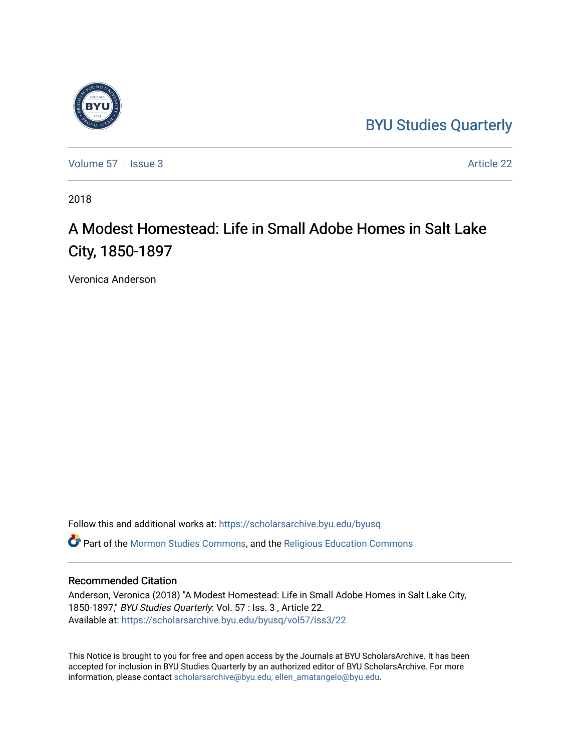BYU Studies Quarterly

Volume 57 | Issue 3 | Article 22

2018

# A Modest Homestead: Life in Small Adobe Homes in Salt Lake City, 1850-1897

Veronica Anderson

Follow this and additional works at: https://scholarsarchive.byu.edu/byusq

Part of the Mormon Studies Commons, and the Religious Education Commons

## Recommended Citation

Anderson, Veronica (2018) "A Modest Homestead: Life in Small Adobe Homes in Salt Lake City, 1850-1897," *BYU Studies Quarterly*: Vol. 57 : Iss. 3 , Article 22.
Available at: https://scholarsarchive.byu.edu/byusq/vol57/iss3/22

This Notice is brought to you for free and open access by the Journals at BYU ScholarsArchive. It has been accepted for inclusion in BYU Studies Quarterly by an authorized editor of BYU ScholarsArchive. For more information, please contact scholarsarchive@byu.edu, ellen_amatangelo@byu.edu.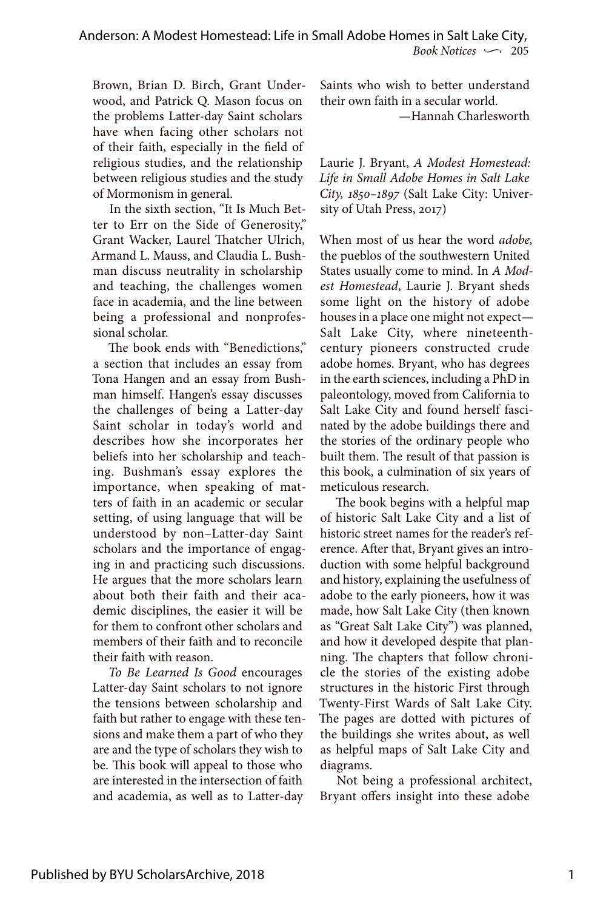Brown, Brian D. Birch, Grant Underwood, and Patrick Q. Mason focus on the problems Latter-day Saint scholars have when facing other scholars not of their faith, especially in the field of religious studies, and the relationship between religious studies and the study of Mormonism in general.

In the sixth section, "It Is Much Better to Err on the Side of Generosity," Grant Wacker, Laurel Thatcher Ulrich, Armand L. Mauss, and Claudia L. Bushman discuss neutrality in scholarship and teaching, the challenges women face in academia, and the line between being a professional and nonprofessional scholar.

The book ends with "Benedictions," a section that includes an essay from Tona Hangen and an essay from Bushman himself. Hangen's essay discusses the challenges of being a Latter-day Saint scholar in today's world and describes how she incorporates her beliefs into her scholarship and teaching. Bushman's essay explores the importance, when speaking of matters of faith in an academic or secular setting, of using language that will be understood by non–Latter-day Saint scholars and the importance of engaging in and practicing such discussions. He argues that the more scholars learn about both their faith and their academic disciplines, the easier it will be for them to confront other scholars and members of their faith and to reconcile their faith with reason.

*To Be Learned Is Good* encourages Latter-day Saint scholars to not ignore the tensions between scholarship and faith but rather to engage with these tensions and make them a part of who they are and the type of scholars they wish to be. This book will appeal to those who are interested in the intersection of faith and academia, as well as to Latter-day Saints who wish to better understand their own faith in a secular world.

—Hannah Charlesworth

Laurie J. Bryant, *A Modest Homestead: Life in Small Adobe Homes in Salt Lake City, 1850–1897* (Salt Lake City: University of Utah Press, 2017)

When most of us hear the word *adobe,* the pueblos of the southwestern United States usually come to mind. In *A Modest Homestead*, Laurie J. Bryant sheds some light on the history of adobe houses in a place one might not expect—Salt Lake City, where nineteenth-century pioneers constructed crude adobe homes. Bryant, who has degrees in the earth sciences, including a PhD in paleontology, moved from California to Salt Lake City and found herself fascinated by the adobe buildings there and the stories of the ordinary people who built them. The result of that passion is this book, a culmination of six years of meticulous research.

The book begins with a helpful map of historic Salt Lake City and a list of historic street names for the reader's reference. After that, Bryant gives an introduction with some helpful background and history, explaining the usefulness of adobe to the early pioneers, how it was made, how Salt Lake City (then known as "Great Salt Lake City") was planned, and how it developed despite that planning. The chapters that follow chronicle the stories of the existing adobe structures in the historic First through Twenty-First Wards of Salt Lake City. The pages are dotted with pictures of the buildings she writes about, as well as helpful maps of Salt Lake City and diagrams.

Not being a professional architect, Bryant offers insight into these adobe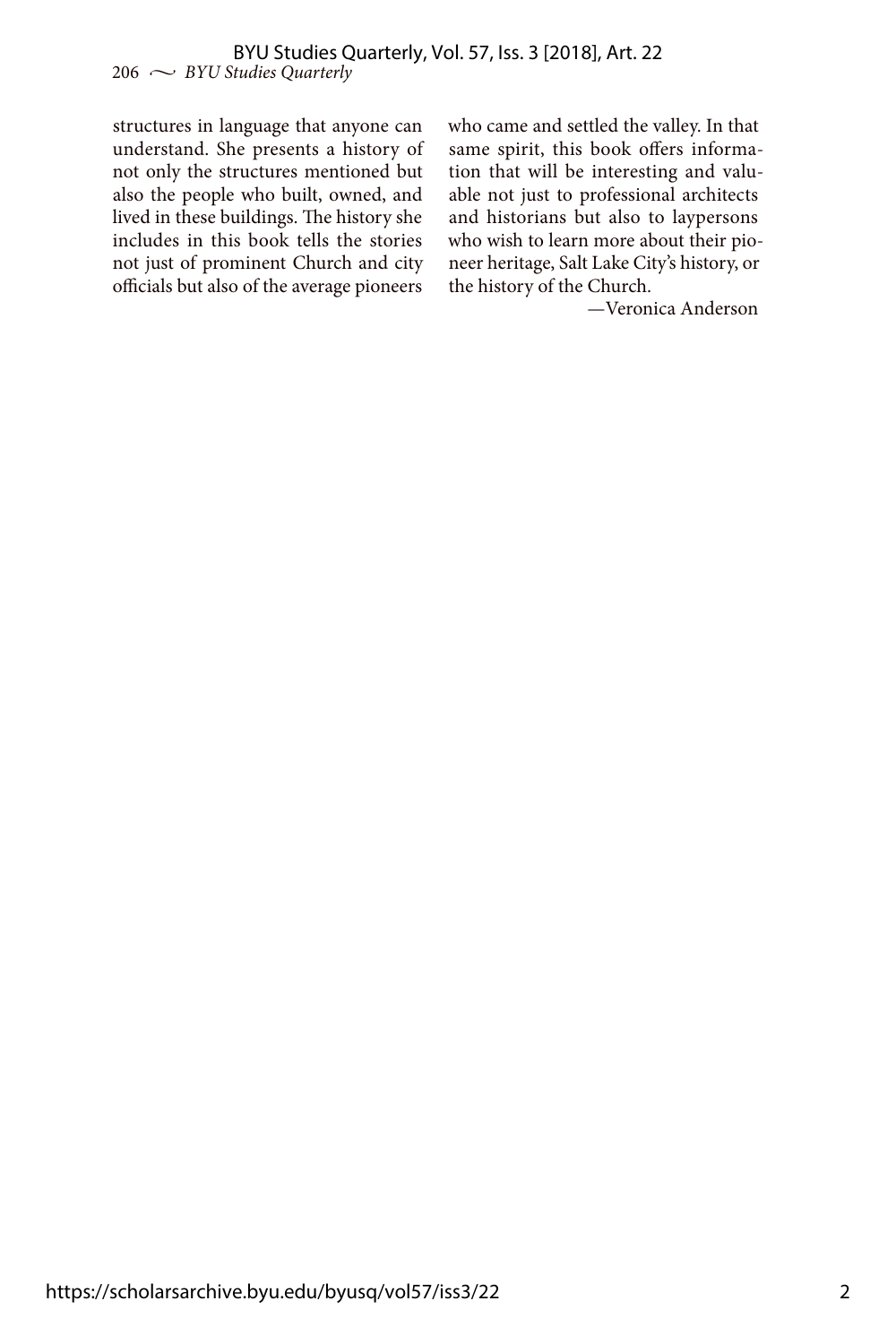structures in language that anyone can understand. She presents a history of not only the structures mentioned but also the people who built, owned, and lived in these buildings. The history she includes in this book tells the stories not just of prominent Church and city officials but also of the average pioneers who came and settled the valley. In that same spirit, this book offers information that will be interesting and valuable not just to professional architects and historians but also to laypersons who wish to learn more about their pioneer heritage, Salt Lake City's history, or the history of the Church.

—Veronica Anderson